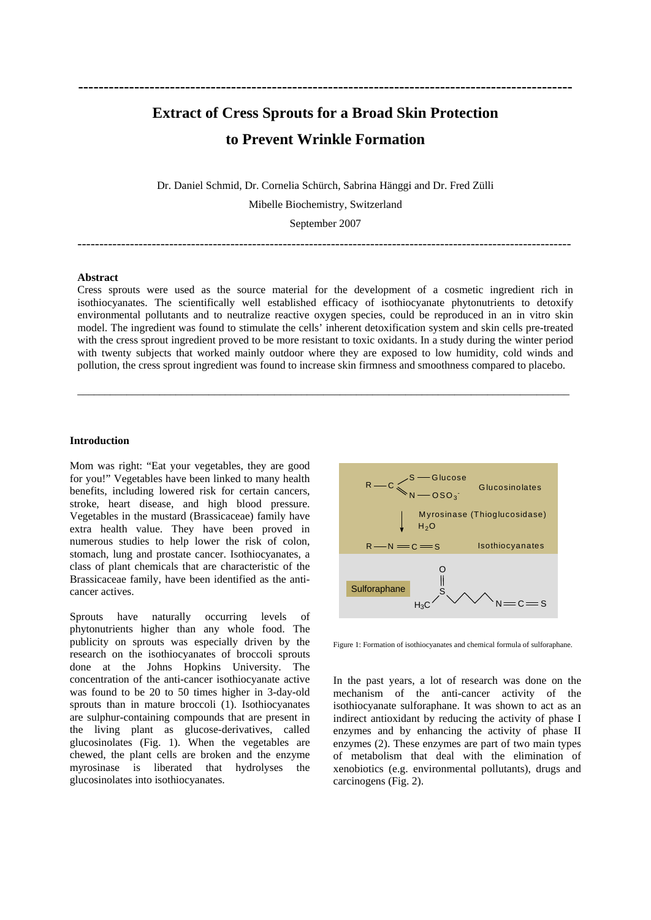# Extract of Cress Sprouts for a Broad Skin Protection to Prevent Wrinkle Formation

Dr. Daniel Schmid, Dr. Cornelia Schürch, Sabrina Hänggi and Dr. Fred Zülli

Mibelle Biochemistry, Switzerland

September 2007

---

**Abstract**

Cress sprouts were used as the source material for the development of a cosmetic ingredient rich in isothiocyanates. The scientifically well established efficacy of isothiocyanate phytonutrients to detoxify environmental pollutants and to neutralize reactive oxygen species, could be reproduced in an in vitro skin model. The ingredient was found to stimulate the cells' inherent detoxification system and skin cells pre-treated with the cress sprout ingredient proved to be more resistant to toxic oxidants. In a study during the winter period with twenty subjects that worked mainly outdoor where they are exposed to low humidity, cold winds and pollution, the cress sprout ingredient was found to increase skin firmness and smoothness compared to placebo.

---

## Introduction

Mom was right: "Eat your vegetables, they are good for you!" Vegetables have been linked to many health benefits, including lowered risk for certain cancers, stroke, heart disease, and high blood pressure. Vegetables in the mustard (Brassicaceae) family have extra health value. They have been proved in numerous studies to help lower the risk of colon, stomach, lung and prostate cancer. Isothiocyanates, a class of plant chemicals that are characteristic of the Brassicaceae family, have been identified as the anti-cancer actives.

Sprouts have naturally occurring levels of phytonutrients higher than any whole food. The publicity on sprouts was especially driven by the research on the isothiocyanates of broccoli sprouts done at the Johns Hopkins University. The concentration of the anti-cancer isothiocyanate active was found to be 20 to 50 times higher in 3-day-old sprouts than in mature broccoli (1). Isothiocyanates are sulphur-containing compounds that are present in the living plant as glucose-derivatives, called glucosinolates (Fig. 1). When the vegetables are chewed, the plant cells are broken and the enzyme myrosinase is liberated that hydrolyses the glucosinolates into isothiocyanates.

$$R-C(=N-OSO_3^-)-S-\text{Glucose} \quad \text{Glucosinolates}$$

$$\downarrow \text{Myrosinase (Thioglucosidase)}, H_2O$$

$$R-N=C=S \quad \text{Isothiocyanates}$$

Sulforaphane: $H_3C-S(=O)-(CH_2)_4-N=C=S$

Figure 1: Formation of isothiocyanates and chemical formula of sulforaphane.

In the past years, a lot of research was done on the mechanism of the anti-cancer activity of the isothiocyanate sulforaphane. It was shown to act as an indirect antioxidant by reducing the activity of phase I enzymes and by enhancing the activity of phase II enzymes (2). These enzymes are part of two main types of metabolism that deal with the elimination of xenobiotics (e.g. environmental pollutants), drugs and carcinogens (Fig. 2).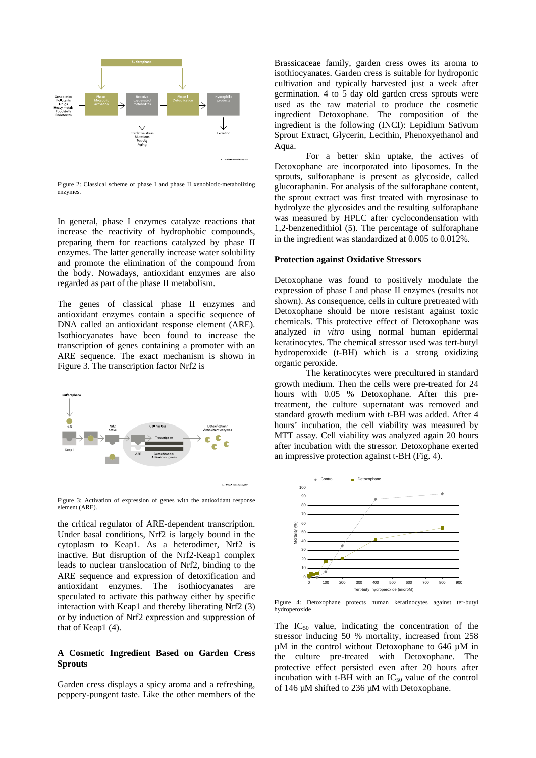Figure 2: Classical scheme of phase I and phase II xenobiotic-metabolizing enzymes.

In general, phase I enzymes catalyze reactions that increase the reactivity of hydrophobic compounds, preparing them for reactions catalyzed by phase II enzymes. The latter generally increase water solubility and promote the elimination of the compound from the body. Nowadays, antioxidant enzymes are also regarded as part of the phase II metabolism.

The genes of classical phase II enzymes and antioxidant enzymes contain a specific sequence of DNA called an antioxidant response element (ARE). Isothiocyanates have been found to increase the transcription of genes containing a promoter with an ARE sequence. The exact mechanism is shown in Figure 3. The transcription factor Nrf2 is the critical regulator of ARE-dependent transcription. Under basal conditions, Nrf2 is largely bound in the cytoplasm to Keap1. As a heterodimer, Nrf2 is inactive. But disruption of the Nrf2-Keap1 complex leads to nuclear translocation of Nrf2, binding to the ARE sequence and expression of detoxification and antioxidant enzymes. The isothiocyanates are speculated to activate this pathway either by specific interaction with Keap1 and thereby liberating Nrf2 (3) or by induction of Nrf2 expression and suppression of that of Keap1 (4).

Figure 3: Activation of expression of genes with the antioxidant response element (ARE).

## A Cosmetic Ingredient Based on Garden Cress Sprouts

Garden cress displays a spicy aroma and a refreshing, peppery-pungent taste. Like the other members of the Brassicaceae family, garden cress owes its aroma to isothiocyanates. Garden cress is suitable for hydroponic cultivation and typically harvested just a week after germination. 4 to 5 day old garden cress sprouts were used as the raw material to produce the cosmetic ingredient Detoxophane. The composition of the ingredient is the following (INCI): Lepidium Sativum Sprout Extract, Glycerin, Lecithin, Phenoxyethanol and Aqua.

For a better skin uptake, the actives of Detoxophane are incorporated into liposomes. In the sprouts, sulforaphane is present as glycoside, called glucoraphanin. For analysis of the sulforaphane content, the sprout extract was first treated with myrosinase to hydrolyze the glycosides and the resulting sulforaphane was measured by HPLC after cyclocondensation with 1,2-benzenedithiol (5). The percentage of sulforaphane in the ingredient was standardized at 0.005 to 0.012%.

## Protection against Oxidative Stressors

Detoxophane was found to positively modulate the expression of phase I and phase II enzymes (results not shown). As consequence, cells in culture pretreated with Detoxophane should be more resistant against toxic chemicals. This protective effect of Detoxophane was analyzed *in vitro* using normal human epidermal keratinocytes. The chemical stressor used was tert-butyl hydroperoxide (t-BH) which is a strong oxidizing organic peroxide.

The keratinocytes were precultured in standard growth medium. Then the cells were pre-treated for 24 hours with 0.05 % Detoxophane. After this pre-treatment, the culture supernatant was removed and standard growth medium with t-BH was added. After 4 hours' incubation, the cell viability was measured by MTT assay. Cell viability was analyzed again 20 hours after incubation with the stressor. Detoxophane exerted an impressive protection against t-BH (Fig. 4).

Figure 4: Detoxophane protects human keratinocytes against ter-butyl hydroperoxide

The $IC_{50}$ value, indicating the concentration of the stressor inducing 50 % mortality, increased from 258 µM in the control without Detoxophane to 646 µM in the culture pre-treated with Detoxophane. The protective effect persisted even after 20 hours after incubation with t-BH with an $IC_{50}$ value of the control of 146 µM shifted to 236 µM with Detoxophane.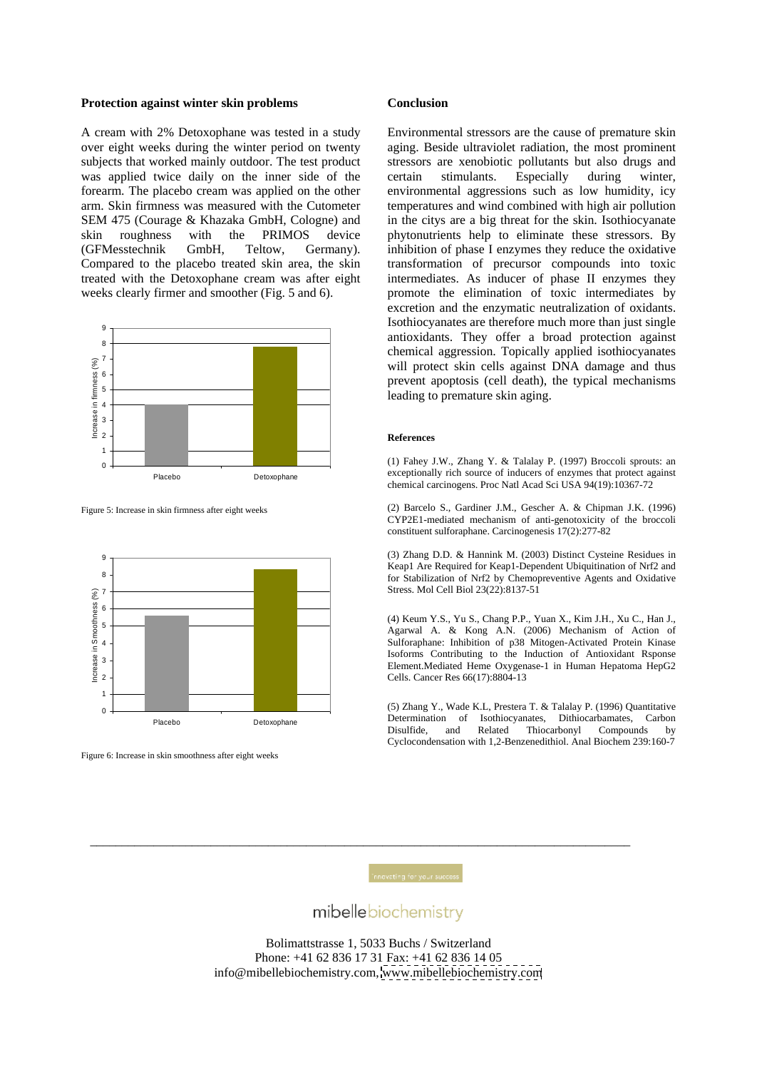### Protection against winter skin problems

A cream with 2% Detoxophane was tested in a study over eight weeks during the winter period on twenty subjects that worked mainly outdoor. The test product was applied twice daily on the inner side of the forearm. The placebo cream was applied on the other arm. Skin firmness was measured with the Cutometer SEM 475 (Courage & Khazaka GmbH, Cologne) and skin roughness with the PRIMOS device (GFMesstechnik GmbH, Teltow, Germany). Compared to the placebo treated skin area, the skin treated with the Detoxophane cream was after eight weeks clearly firmer and smoother (Fig. 5 and 6).

Increase in firmness (%)

0 1 2 3 4 5 6 7 8 9

Placebo

Detoxophane

Figure 5: Increase in skin firmness after eight weeks

Increase in Smoothness (%)

0 1 2 3 4 5 6 7 8 9

Placebo

Detoxophane

Figure 6: Increase in skin smoothness after eight weeks

### Conclusion

Environmental stressors are the cause of premature skin aging. Beside ultraviolet radiation, the most prominent stressors are xenobiotic pollutants but also drugs and certain stimulants. Especially during winter, environmental aggressions such as low humidity, icy temperatures and wind combined with high air pollution in the citys are a big threat for the skin. Isothiocyanate phytonutrients help to eliminate these stressors. By inhibition of phase I enzymes they reduce the oxidative transformation of precursor compounds into toxic intermediates. As inducer of phase II enzymes they promote the elimination of toxic intermediates by excretion and the enzymatic neutralization of oxidants. Isothiocyanates are therefore much more than just single antioxidants. They offer a broad protection against chemical aggression. Topically applied isothiocyanates will protect skin cells against DNA damage and thus prevent apoptosis (cell death), the typical mechanisms leading to premature skin aging.

#### References

(1) Fahey J.W., Zhang Y. & Talalay P. (1997) Broccoli sprouts: an exceptionally rich source of inducers of enzymes that protect against chemical carcinogens. Proc Natl Acad Sci USA 94(19):10367-72

(2) Barcelo S., Gardiner J.M., Gescher A. & Chipman J.K. (1996) CYP2E1-mediated mechanism of anti-genotoxicity of the broccoli constituent sulforaphane. Carcinogenesis 17(2):277-82

(3) Zhang D.D. & Hannink M. (2003) Distinct Cysteine Residues in Keap1 Are Required for Keap1-Dependent Ubiquitination of Nrf2 and for Stabilization of Nrf2 by Chemopreventive Agents and Oxidative Stress. Mol Cell Biol 23(22):8137-51

(4) Keum Y.S., Yu S., Chang P.P., Yuan X., Kim J.H., Xu C., Han J., Agarwal A. & Kong A.N. (2006) Mechanism of Action of Sulforaphane: Inhibition of p38 Mitogen-Activated Protein Kinase Isoforms Contributing to the Induction of Antioxidant Rsponse Element.Mediated Heme Oxygenase-1 in Human Hepatoma HepG2 Cells. Cancer Res 66(17):8804-13

(5) Zhang Y., Wade K.L, Prestera T. & Talalay P. (1996) Quantitative Determination of Isothiocyanates, Dithiocarbamates, Carbon Disulfide, and Related Thiocarbonyl Compounds by Cyclocondensation with 1,2-Benzenedithiol. Anal Biochem 239:160-7

innovating for your success

mibellebiochemistry

Bolimattstrasse 1, 5033 Buchs / Switzerland
Phone: +41 62 836 17 31 Fax: +41 62 836 14 05
info@mibellebiochemistry.com, www.mibellebiochemistry.com